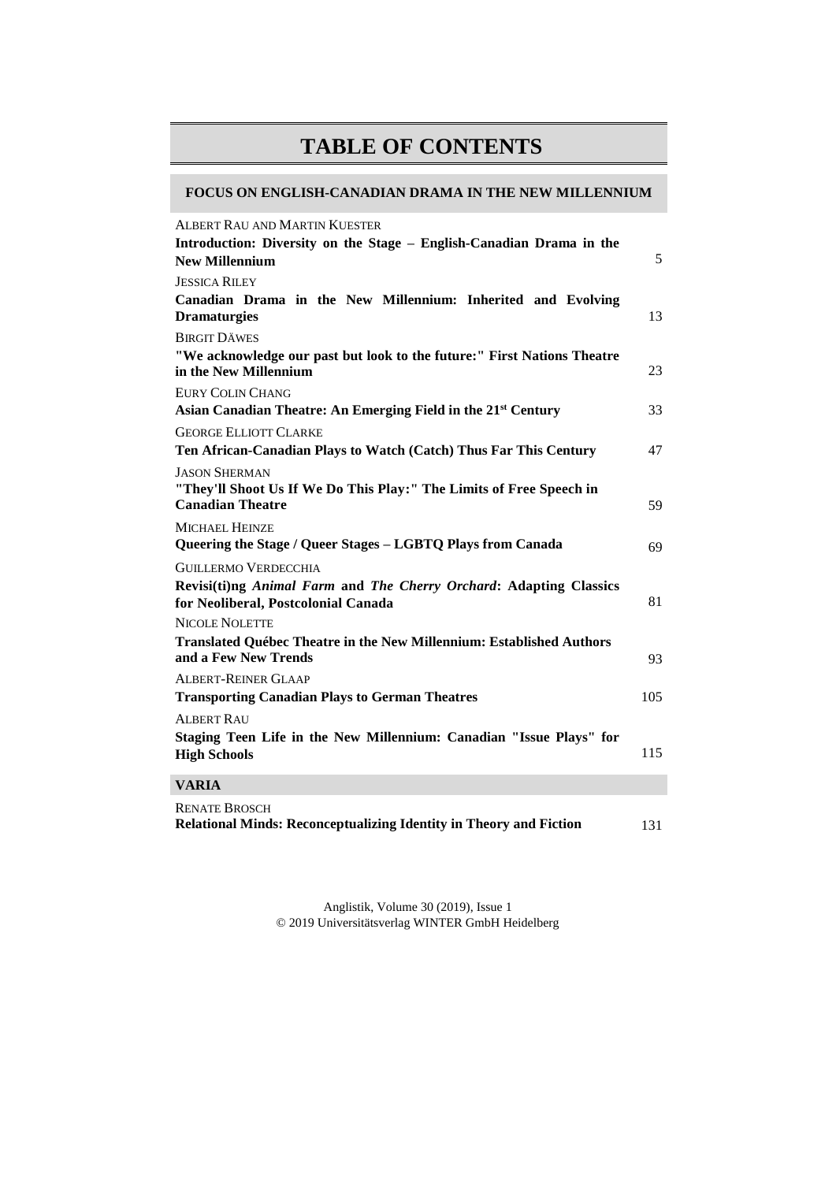# TABLE OF CONTENTS

## FOCUS ON ENGLISH-CANADIAN DRAMA IN THE NEW MILLENNIUM

ALBERT RAU AND MARTIN KUESTER
**Introduction: Diversity on the Stage – English-Canadian Drama in the New Millennium** 5

JESSICA RILEY
**Canadian Drama in the New Millennium: Inherited and Evolving Dramaturgies** 13

BIRGIT DÄWES
**"We acknowledge our past but look to the future:" First Nations Theatre in the New Millennium** 23

EURY COLIN CHANG
**Asian Canadian Theatre: An Emerging Field in the 21st Century** 33

GEORGE ELLIOTT CLARKE
**Ten African-Canadian Plays to Watch (Catch) Thus Far This Century** 47

JASON SHERMAN
**"They'll Shoot Us If We Do This Play:" The Limits of Free Speech in Canadian Theatre** 59

MICHAEL HEINZE
**Queering the Stage / Queer Stages – LGBTQ Plays from Canada** 69

GUILLERMO VERDECCHIA
**Revisi(ti)ng *Animal Farm* and *The Cherry Orchard*: Adapting Classics for Neoliberal, Postcolonial Canada** 81

NICOLE NOLETTE
**Translated Québec Theatre in the New Millennium: Established Authors and a Few New Trends** 93

ALBERT-REINER GLAAP
**Transporting Canadian Plays to German Theatres** 105

ALBERT RAU
**Staging Teen Life in the New Millennium: Canadian "Issue Plays" for High Schools** 115

## VARIA

RENATE BROSCH
**Relational Minds: Reconceptualizing Identity in Theory and Fiction** 131

Anglistik, Volume 30 (2019), Issue 1
© 2019 Universitätsverlag WINTER GmbH Heidelberg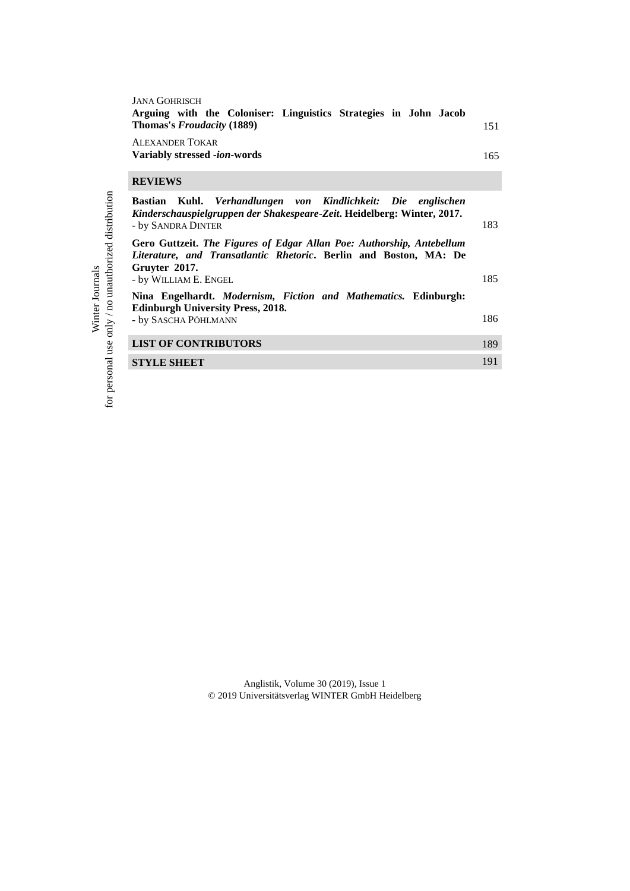JANA GOHRISCH
**Arguing with the Coloniser: Linguistics Strategies in John Jacob Thomas's *Froudacity* (1889)** 151

ALEXANDER TOKAR
**Variably stressed -*ion*-words** 165

## REVIEWS

**Bastian Kuhl. *Verhandlungen von Kindlichkeit: Die englischen Kinderschauspielgruppen der Shakespeare-Zeit*. Heidelberg: Winter, 2017.**
- by SANDRA DINTER 183

**Gero Guttzeit. *The Figures of Edgar Allan Poe: Authorship, Antebellum Literature, and Transatlantic Rhetoric*. Berlin and Boston, MA: De Gruyter 2017.**
- by WILLIAM E. ENGEL 185

**Nina Engelhardt. *Modernism, Fiction and Mathematics.* Edinburgh: Edinburgh University Press, 2018.**
- by SASCHA PÖHLMANN 186

## LIST OF CONTRIBUTORS 189

## STYLE SHEET 191